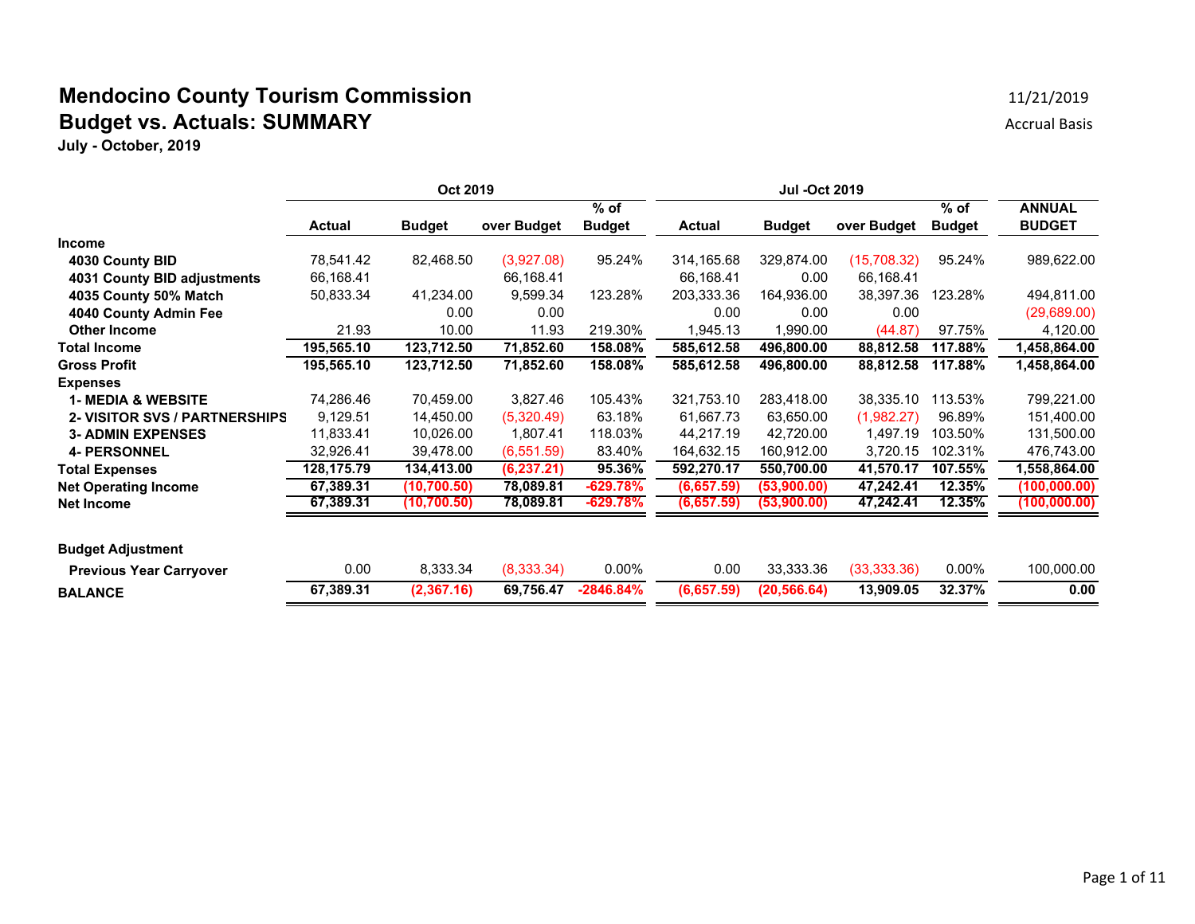# Mendocino County Tourism Commission

## Budget vs. Actuals: SUMMARY

**July - October, 2019**

11/21/2019

Accrual Basis

| | Oct 2019 | | | | Jul -Oct 2019 | | | | |
|---|---|---|---|---|---|---|---|---|---|
| | **Actual** | **Budget** | **over Budget** | **% of Budget** | **Actual** | **Budget** | **over Budget** | **% of Budget** | **ANNUAL BUDGET** |
| **Income** | | | | | | | | | |
| **4030 County BID** | 78,541.42 | 82,468.50 | (3,927.08) | 95.24% | 314,165.68 | 329,874.00 | (15,708.32) | 95.24% | 989,622.00 |
| **4031 County BID adjustments** | 66,168.41 | | 66,168.41 | | 66,168.41 | 0.00 | 66,168.41 | | |
| **4035 County 50% Match** | 50,833.34 | 41,234.00 | 9,599.34 | 123.28% | 203,333.36 | 164,936.00 | 38,397.36 | 123.28% | 494,811.00 |
| **4040 County Admin Fee** | | 0.00 | 0.00 | | 0.00 | 0.00 | 0.00 | | (29,689.00) |
| **Other Income** | 21.93 | 10.00 | 11.93 | 219.30% | 1,945.13 | 1,990.00 | (44.87) | 97.75% | 4,120.00 |
| **Total Income** | **195,565.10** | **123,712.50** | **71,852.60** | **158.08%** | **585,612.58** | **496,800.00** | **88,812.58** | **117.88%** | **1,458,864.00** |
| **Gross Profit** | **195,565.10** | **123,712.50** | **71,852.60** | **158.08%** | **585,612.58** | **496,800.00** | **88,812.58** | **117.88%** | **1,458,864.00** |
| **Expenses** | | | | | | | | | |
| **1- MEDIA & WEBSITE** | 74,286.46 | 70,459.00 | 3,827.46 | 105.43% | 321,753.10 | 283,418.00 | 38,335.10 | 113.53% | 799,221.00 |
| **2- VISITOR SVS / PARTNERSHIPS** | 9,129.51 | 14,450.00 | (5,320.49) | 63.18% | 61,667.73 | 63,650.00 | (1,982.27) | 96.89% | 151,400.00 |
| **3- ADMIN EXPENSES** | 11,833.41 | 10,026.00 | 1,807.41 | 118.03% | 44,217.19 | 42,720.00 | 1,497.19 | 103.50% | 131,500.00 |
| **4- PERSONNEL** | 32,926.41 | 39,478.00 | (6,551.59) | 83.40% | 164,632.15 | 160,912.00 | 3,720.15 | 102.31% | 476,743.00 |
| **Total Expenses** | **128,175.79** | **134,413.00** | **(6,237.21)** | **95.36%** | **592,270.17** | **550,700.00** | **41,570.17** | **107.55%** | **1,558,864.00** |
| **Net Operating Income** | **67,389.31** | **(10,700.50)** | **78,089.81** | **-629.78%** | **(6,657.59)** | **(53,900.00)** | **47,242.41** | **12.35%** | **(100,000.00)** |
| **Net Income** | **67,389.31** | **(10,700.50)** | **78,089.81** | **-629.78%** | **(6,657.59)** | **(53,900.00)** | **47,242.41** | **12.35%** | **(100,000.00)** |
| | | | | | | | | | |
| **Budget Adjustment** | | | | | | | | | |
| **Previous Year Carryover** | 0.00 | 8,333.34 | (8,333.34) | 0.00% | 0.00 | 33,333.36 | (33,333.36) | 0.00% | 100,000.00 |
| **BALANCE** | **67,389.31** | **(2,367.16)** | **69,756.47** | **-2846.84%** | **(6,657.59)** | **(20,566.64)** | **13,909.05** | **32.37%** | **0.00** |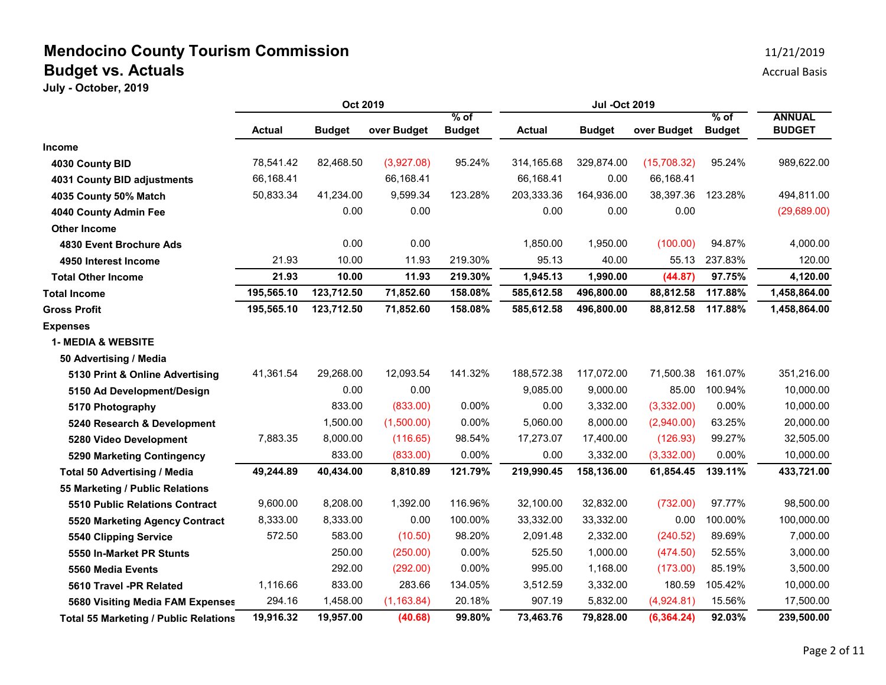# Mendocino County Tourism Commission

## Budget vs. Actuals

**July - October, 2019**

11/21/2019

Accrual Basis

| | Oct 2019 | | | | Jul -Oct 2019 | | | | |
|---|---|---|---|---|---|---|---|---|---|
| | Actual | Budget | over Budget | % of Budget | Actual | Budget | over Budget | % of Budget | ANNUAL BUDGET |
| **Income** | | | | | | | | | |
| **4030 County BID** | 78,541.42 | 82,468.50 | (3,927.08) | 95.24% | 314,165.68 | 329,874.00 | (15,708.32) | 95.24% | 989,622.00 |
| **4031 County BID adjustments** | 66,168.41 | | 66,168.41 | | 66,168.41 | 0.00 | 66,168.41 | | |
| **4035 County 50% Match** | 50,833.34 | 41,234.00 | 9,599.34 | 123.28% | 203,333.36 | 164,936.00 | 38,397.36 | 123.28% | 494,811.00 |
| **4040 County Admin Fee** | | 0.00 | 0.00 | | 0.00 | 0.00 | 0.00 | | (29,689.00) |
| **Other Income** | | | | | | | | | |
| **4830 Event Brochure Ads** | | 0.00 | 0.00 | | 1,850.00 | 1,950.00 | (100.00) | 94.87% | 4,000.00 |
| **4950 Interest Income** | 21.93 | 10.00 | 11.93 | 219.30% | 95.13 | 40.00 | 55.13 | 237.83% | 120.00 |
| **Total Other Income** | **21.93** | **10.00** | **11.93** | **219.30%** | **1,945.13** | **1,990.00** | **(44.87)** | **97.75%** | **4,120.00** |
| **Total Income** | **195,565.10** | **123,712.50** | **71,852.60** | **158.08%** | **585,612.58** | **496,800.00** | **88,812.58** | **117.88%** | **1,458,864.00** |
| **Gross Profit** | **195,565.10** | **123,712.50** | **71,852.60** | **158.08%** | **585,612.58** | **496,800.00** | **88,812.58** | **117.88%** | **1,458,864.00** |
| **Expenses** | | | | | | | | | |
| **1- MEDIA & WEBSITE** | | | | | | | | | |
| **50 Advertising / Media** | | | | | | | | | |
| **5130 Print & Online Advertising** | 41,361.54 | 29,268.00 | 12,093.54 | 141.32% | 188,572.38 | 117,072.00 | 71,500.38 | 161.07% | 351,216.00 |
| **5150 Ad Development/Design** | | 0.00 | 0.00 | | 9,085.00 | 9,000.00 | 85.00 | 100.94% | 10,000.00 |
| **5170 Photography** | | 833.00 | (833.00) | 0.00% | 0.00 | 3,332.00 | (3,332.00) | 0.00% | 10,000.00 |
| **5240 Research & Development** | | 1,500.00 | (1,500.00) | 0.00% | 5,060.00 | 8,000.00 | (2,940.00) | 63.25% | 20,000.00 |
| **5280 Video Development** | 7,883.35 | 8,000.00 | (116.65) | 98.54% | 17,273.07 | 17,400.00 | (126.93) | 99.27% | 32,505.00 |
| **5290 Marketing Contingency** | | 833.00 | (833.00) | 0.00% | 0.00 | 3,332.00 | (3,332.00) | 0.00% | 10,000.00 |
| **Total 50 Advertising / Media** | **49,244.89** | **40,434.00** | **8,810.89** | **121.79%** | **219,990.45** | **158,136.00** | **61,854.45** | **139.11%** | **433,721.00** |
| **55 Marketing / Public Relations** | | | | | | | | | |
| **5510 Public Relations Contract** | 9,600.00 | 8,208.00 | 1,392.00 | 116.96% | 32,100.00 | 32,832.00 | (732.00) | 97.77% | 98,500.00 |
| **5520 Marketing Agency Contract** | 8,333.00 | 8,333.00 | 0.00 | 100.00% | 33,332.00 | 33,332.00 | 0.00 | 100.00% | 100,000.00 |
| **5540 Clipping Service** | 572.50 | 583.00 | (10.50) | 98.20% | 2,091.48 | 2,332.00 | (240.52) | 89.69% | 7,000.00 |
| **5550 In-Market PR Stunts** | | 250.00 | (250.00) | 0.00% | 525.50 | 1,000.00 | (474.50) | 52.55% | 3,000.00 |
| **5560 Media Events** | | 292.00 | (292.00) | 0.00% | 995.00 | 1,168.00 | (173.00) | 85.19% | 3,500.00 |
| **5610 Travel -PR Related** | 1,116.66 | 833.00 | 283.66 | 134.05% | 3,512.59 | 3,332.00 | 180.59 | 105.42% | 10,000.00 |
| **5680 Visiting Media FAM Expenses** | 294.16 | 1,458.00 | (1,163.84) | 20.18% | 907.19 | 5,832.00 | (4,924.81) | 15.56% | 17,500.00 |
| **Total 55 Marketing / Public Relations** | **19,916.32** | **19,957.00** | **(40.68)** | **99.80%** | **73,463.76** | **79,828.00** | **(6,364.24)** | **92.03%** | **239,500.00** |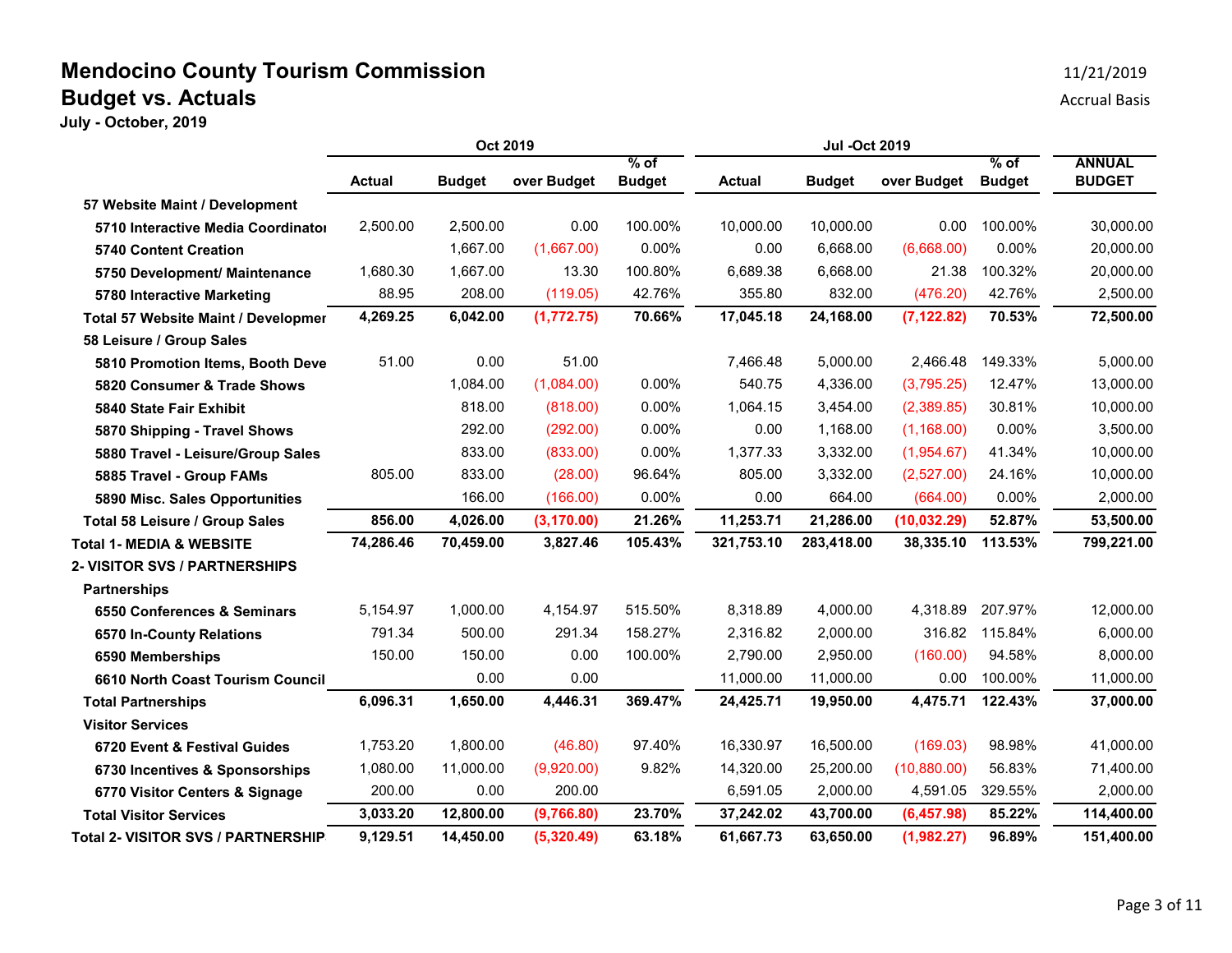# Mendocino County Tourism Commission

## Budget vs. Actuals

**July - October, 2019**

11/21/2019

Accrual Basis

| | Oct 2019 | | | | Jul -Oct 2019 | | | | |
|---|---|---|---|---|---|---|---|---|---|
| | **Actual** | **Budget** | **over Budget** | **% of Budget** | **Actual** | **Budget** | **over Budget** | **% of Budget** | **ANNUAL BUDGET** |
| **57 Website Maint / Development** | | | | | | | | | |
| **5710 Interactive Media Coordinator** | 2,500.00 | 2,500.00 | 0.00 | 100.00% | 10,000.00 | 10,000.00 | 0.00 | 100.00% | 30,000.00 |
| **5740 Content Creation** | | 1,667.00 | (1,667.00) | 0.00% | 0.00 | 6,668.00 | (6,668.00) | 0.00% | 20,000.00 |
| **5750 Development/ Maintenance** | 1,680.30 | 1,667.00 | 13.30 | 100.80% | 6,689.38 | 6,668.00 | 21.38 | 100.32% | 20,000.00 |
| **5780 Interactive Marketing** | 88.95 | 208.00 | (119.05) | 42.76% | 355.80 | 832.00 | (476.20) | 42.76% | 2,500.00 |
| **Total 57 Website Maint / Development** | **4,269.25** | **6,042.00** | **(1,772.75)** | **70.66%** | **17,045.18** | **24,168.00** | **(7,122.82)** | **70.53%** | **72,500.00** |
| **58 Leisure / Group Sales** | | | | | | | | | |
| **5810 Promotion Items, Booth Deve** | 51.00 | 0.00 | 51.00 | | 7,466.48 | 5,000.00 | 2,466.48 | 149.33% | 5,000.00 |
| **5820 Consumer & Trade Shows** | | 1,084.00 | (1,084.00) | 0.00% | 540.75 | 4,336.00 | (3,795.25) | 12.47% | 13,000.00 |
| **5840 State Fair Exhibit** | | 818.00 | (818.00) | 0.00% | 1,064.15 | 3,454.00 | (2,389.85) | 30.81% | 10,000.00 |
| **5870 Shipping - Travel Shows** | | 292.00 | (292.00) | 0.00% | 0.00 | 1,168.00 | (1,168.00) | 0.00% | 3,500.00 |
| **5880 Travel - Leisure/Group Sales** | | 833.00 | (833.00) | 0.00% | 1,377.33 | 3,332.00 | (1,954.67) | 41.34% | 10,000.00 |
| **5885 Travel - Group FAMs** | 805.00 | 833.00 | (28.00) | 96.64% | 805.00 | 3,332.00 | (2,527.00) | 24.16% | 10,000.00 |
| **5890 Misc. Sales Opportunities** | | 166.00 | (166.00) | 0.00% | 0.00 | 664.00 | (664.00) | 0.00% | 2,000.00 |
| **Total 58 Leisure / Group Sales** | **856.00** | **4,026.00** | **(3,170.00)** | **21.26%** | **11,253.71** | **21,286.00** | **(10,032.29)** | **52.87%** | **53,500.00** |
| **Total 1- MEDIA & WEBSITE** | **74,286.46** | **70,459.00** | **3,827.46** | **105.43%** | **321,753.10** | **283,418.00** | **38,335.10** | **113.53%** | **799,221.00** |
| **2- VISITOR SVS / PARTNERSHIPS** | | | | | | | | | |
| **Partnerships** | | | | | | | | | |
| **6550 Conferences & Seminars** | 5,154.97 | 1,000.00 | 4,154.97 | 515.50% | 8,318.89 | 4,000.00 | 4,318.89 | 207.97% | 12,000.00 |
| **6570 In-County Relations** | 791.34 | 500.00 | 291.34 | 158.27% | 2,316.82 | 2,000.00 | 316.82 | 115.84% | 6,000.00 |
| **6590 Memberships** | 150.00 | 150.00 | 0.00 | 100.00% | 2,790.00 | 2,950.00 | (160.00) | 94.58% | 8,000.00 |
| **6610 North Coast Tourism Council** | | 0.00 | 0.00 | | 11,000.00 | 11,000.00 | 0.00 | 100.00% | 11,000.00 |
| **Total Partnerships** | **6,096.31** | **1,650.00** | **4,446.31** | **369.47%** | **24,425.71** | **19,950.00** | **4,475.71** | **122.43%** | **37,000.00** |
| **Visitor Services** | | | | | | | | | |
| **6720 Event & Festival Guides** | 1,753.20 | 1,800.00 | (46.80) | 97.40% | 16,330.97 | 16,500.00 | (169.03) | 98.98% | 41,000.00 |
| **6730 Incentives & Sponsorships** | 1,080.00 | 11,000.00 | (9,920.00) | 9.82% | 14,320.00 | 25,200.00 | (10,880.00) | 56.83% | 71,400.00 |
| **6770 Visitor Centers & Signage** | 200.00 | 0.00 | 200.00 | | 6,591.05 | 2,000.00 | 4,591.05 | 329.55% | 2,000.00 |
| **Total Visitor Services** | **3,033.20** | **12,800.00** | **(9,766.80)** | **23.70%** | **37,242.02** | **43,700.00** | **(6,457.98)** | **85.22%** | **114,400.00** |
| **Total 2- VISITOR SVS / PARTNERSHIPS** | **9,129.51** | **14,450.00** | **(5,320.49)** | **63.18%** | **61,667.73** | **63,650.00** | **(1,982.27)** | **96.89%** | **151,400.00** |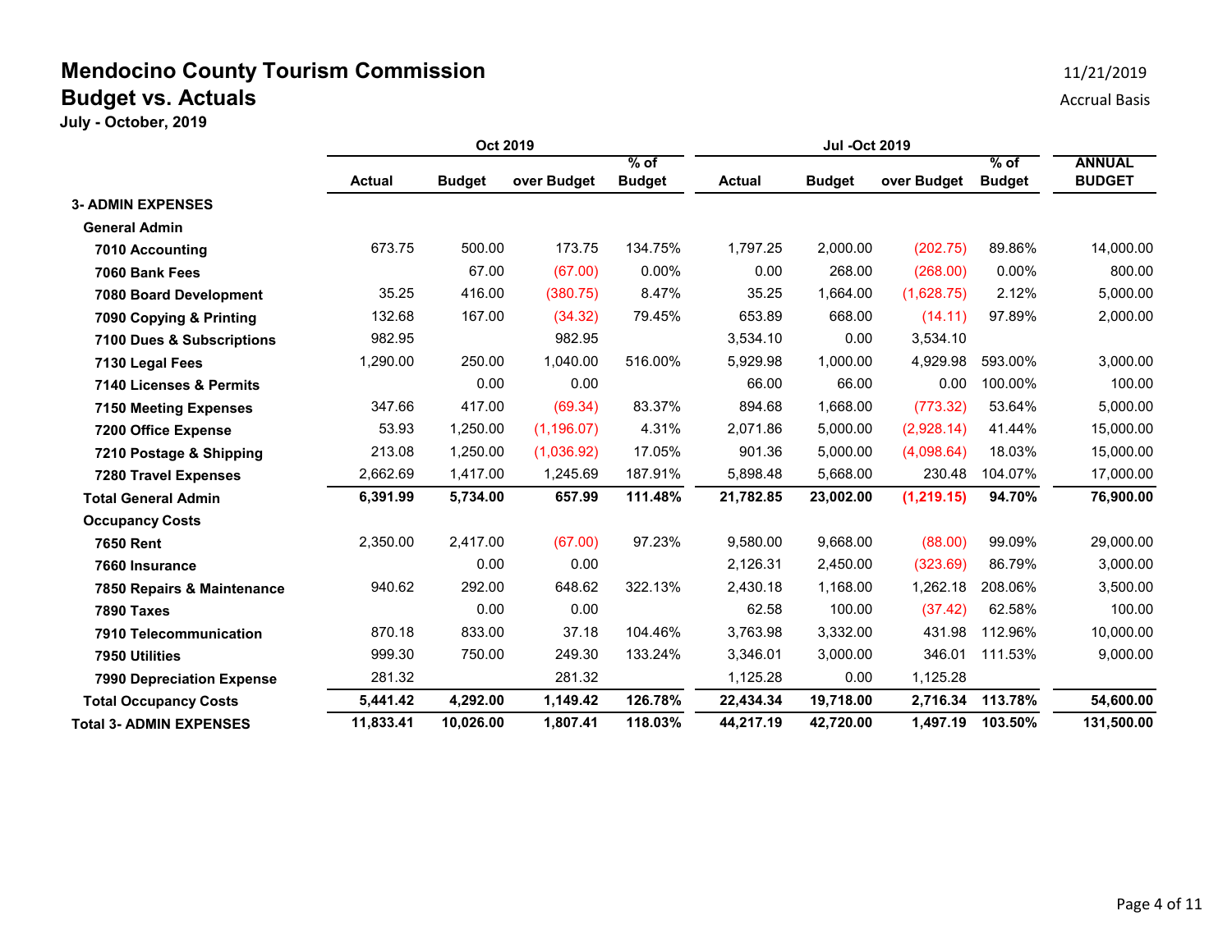# Mendocino County Tourism Commission

## Budget vs. Actuals

**July - October, 2019**

11/21/2019

Accrual Basis

| | Oct 2019 | | | | Jul -Oct 2019 | | | | |
|---|---|---|---|---|---|---|---|---|---|
| | Actual | Budget | over Budget | % of Budget | Actual | Budget | over Budget | % of Budget | ANNUAL BUDGET |
| **3- ADMIN EXPENSES** | | | | | | | | | |
| **General Admin** | | | | | | | | | |
| **7010 Accounting** | 673.75 | 500.00 | 173.75 | 134.75% | 1,797.25 | 2,000.00 | (202.75) | 89.86% | 14,000.00 |
| **7060 Bank Fees** | | 67.00 | (67.00) | 0.00% | 0.00 | 268.00 | (268.00) | 0.00% | 800.00 |
| **7080 Board Development** | 35.25 | 416.00 | (380.75) | 8.47% | 35.25 | 1,664.00 | (1,628.75) | 2.12% | 5,000.00 |
| **7090 Copying & Printing** | 132.68 | 167.00 | (34.32) | 79.45% | 653.89 | 668.00 | (14.11) | 97.89% | 2,000.00 |
| **7100 Dues & Subscriptions** | 982.95 | | 982.95 | | 3,534.10 | 0.00 | 3,534.10 | | |
| **7130 Legal Fees** | 1,290.00 | 250.00 | 1,040.00 | 516.00% | 5,929.98 | 1,000.00 | 4,929.98 | 593.00% | 3,000.00 |
| **7140 Licenses & Permits** | | 0.00 | 0.00 | | 66.00 | 66.00 | 0.00 | 100.00% | 100.00 |
| **7150 Meeting Expenses** | 347.66 | 417.00 | (69.34) | 83.37% | 894.68 | 1,668.00 | (773.32) | 53.64% | 5,000.00 |
| **7200 Office Expense** | 53.93 | 1,250.00 | (1,196.07) | 4.31% | 2,071.86 | 5,000.00 | (2,928.14) | 41.44% | 15,000.00 |
| **7210 Postage & Shipping** | 213.08 | 1,250.00 | (1,036.92) | 17.05% | 901.36 | 5,000.00 | (4,098.64) | 18.03% | 15,000.00 |
| **7280 Travel Expenses** | 2,662.69 | 1,417.00 | 1,245.69 | 187.91% | 5,898.48 | 5,668.00 | 230.48 | 104.07% | 17,000.00 |
| **Total General Admin** | **6,391.99** | **5,734.00** | **657.99** | **111.48%** | **21,782.85** | **23,002.00** | **(1,219.15)** | **94.70%** | **76,900.00** |
| **Occupancy Costs** | | | | | | | | | |
| **7650 Rent** | 2,350.00 | 2,417.00 | (67.00) | 97.23% | 9,580.00 | 9,668.00 | (88.00) | 99.09% | 29,000.00 |
| **7660 Insurance** | | 0.00 | 0.00 | | 2,126.31 | 2,450.00 | (323.69) | 86.79% | 3,000.00 |
| **7850 Repairs & Maintenance** | 940.62 | 292.00 | 648.62 | 322.13% | 2,430.18 | 1,168.00 | 1,262.18 | 208.06% | 3,500.00 |
| **7890 Taxes** | | 0.00 | 0.00 | | 62.58 | 100.00 | (37.42) | 62.58% | 100.00 |
| **7910 Telecommunication** | 870.18 | 833.00 | 37.18 | 104.46% | 3,763.98 | 3,332.00 | 431.98 | 112.96% | 10,000.00 |
| **7950 Utilities** | 999.30 | 750.00 | 249.30 | 133.24% | 3,346.01 | 3,000.00 | 346.01 | 111.53% | 9,000.00 |
| **7990 Depreciation Expense** | 281.32 | | 281.32 | | 1,125.28 | 0.00 | 1,125.28 | | |
| **Total Occupancy Costs** | **5,441.42** | **4,292.00** | **1,149.42** | **126.78%** | **22,434.34** | **19,718.00** | **2,716.34** | **113.78%** | **54,600.00** |
| **Total 3- ADMIN EXPENSES** | **11,833.41** | **10,026.00** | **1,807.41** | **118.03%** | **44,217.19** | **42,720.00** | **1,497.19** | **103.50%** | **131,500.00** |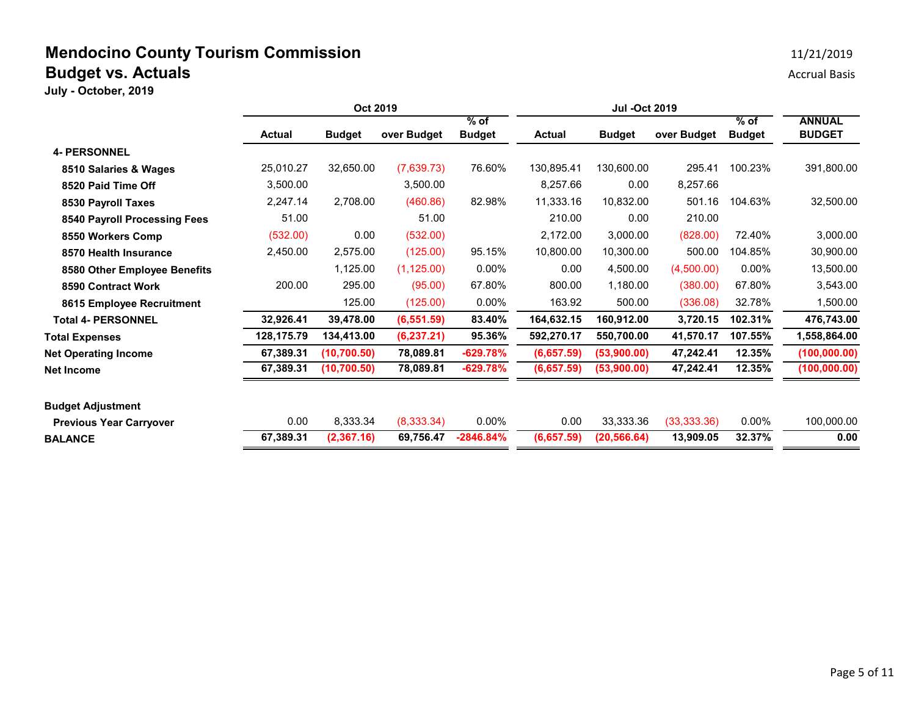# Mendocino County Tourism Commission

## Budget vs. Actuals

**July - October, 2019**

11/21/2019

Accrual Basis

| | Oct 2019 | | | | Jul -Oct 2019 | | | | |
|---|---|---|---|---|---|---|---|---|---|
| | **Actual** | **Budget** | **over Budget** | **% of Budget** | **Actual** | **Budget** | **over Budget** | **% of Budget** | **ANNUAL BUDGET** |
| **4- PERSONNEL** | | | | | | | | | |
| **8510 Salaries & Wages** | 25,010.27 | 32,650.00 | (7,639.73) | 76.60% | 130,895.41 | 130,600.00 | 295.41 | 100.23% | 391,800.00 |
| **8520 Paid Time Off** | 3,500.00 | | 3,500.00 | | 8,257.66 | 0.00 | 8,257.66 | | |
| **8530 Payroll Taxes** | 2,247.14 | 2,708.00 | (460.86) | 82.98% | 11,333.16 | 10,832.00 | 501.16 | 104.63% | 32,500.00 |
| **8540 Payroll Processing Fees** | 51.00 | | 51.00 | | 210.00 | 0.00 | 210.00 | | |
| **8550 Workers Comp** | (532.00) | 0.00 | (532.00) | | 2,172.00 | 3,000.00 | (828.00) | 72.40% | 3,000.00 |
| **8570 Health Insurance** | 2,450.00 | 2,575.00 | (125.00) | 95.15% | 10,800.00 | 10,300.00 | 500.00 | 104.85% | 30,900.00 |
| **8580 Other Employee Benefits** | | 1,125.00 | (1,125.00) | 0.00% | 0.00 | 4,500.00 | (4,500.00) | 0.00% | 13,500.00 |
| **8590 Contract Work** | 200.00 | 295.00 | (95.00) | 67.80% | 800.00 | 1,180.00 | (380.00) | 67.80% | 3,543.00 |
| **8615 Employee Recruitment** | | 125.00 | (125.00) | 0.00% | 163.92 | 500.00 | (336.08) | 32.78% | 1,500.00 |
| **Total 4- PERSONNEL** | **32,926.41** | **39,478.00** | **(6,551.59)** | **83.40%** | **164,632.15** | **160,912.00** | **3,720.15** | **102.31%** | **476,743.00** |
| **Total Expenses** | **128,175.79** | **134,413.00** | **(6,237.21)** | **95.36%** | **592,270.17** | **550,700.00** | **41,570.17** | **107.55%** | **1,558,864.00** |
| **Net Operating Income** | **67,389.31** | **(10,700.50)** | **78,089.81** | **-629.78%** | **(6,657.59)** | **(53,900.00)** | **47,242.41** | **12.35%** | **(100,000.00)** |
| **Net Income** | **67,389.31** | **(10,700.50)** | **78,089.81** | **-629.78%** | **(6,657.59)** | **(53,900.00)** | **47,242.41** | **12.35%** | **(100,000.00)** |
| | | | | | | | | | |
| **Budget Adjustment** | | | | | | | | | |
| **Previous Year Carryover** | 0.00 | 8,333.34 | (8,333.34) | 0.00% | 0.00 | 33,333.36 | (33,333.36) | 0.00% | 100,000.00 |
| **BALANCE** | **67,389.31** | **(2,367.16)** | **69,756.47** | **-2846.84%** | **(6,657.59)** | **(20,566.64)** | **13,909.05** | **32.37%** | **0.00** |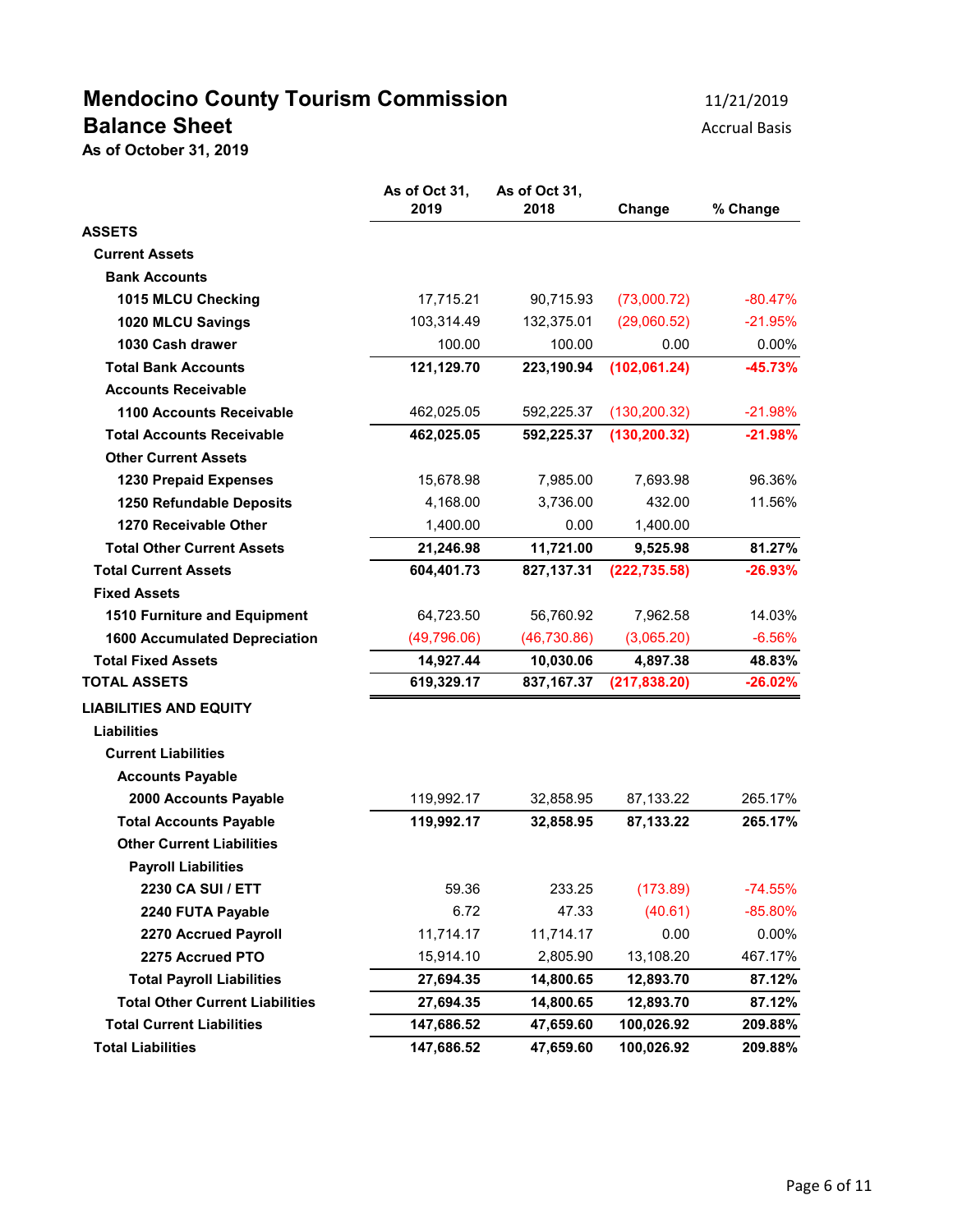# Mendocino County Tourism Commission
## Balance Sheet
**As of October 31, 2019**

11/21/2019
Accrual Basis

| | As of Oct 31, 2019 | As of Oct 31, 2018 | Change | % Change |
|---|---|---|---|---|
| **ASSETS** | | | | |
| **Current Assets** | | | | |
| **Bank Accounts** | | | | |
| **1015 MLCU Checking** | 17,715.21 | 90,715.93 | (73,000.72) | -80.47% |
| **1020 MLCU Savings** | 103,314.49 | 132,375.01 | (29,060.52) | -21.95% |
| **1030 Cash drawer** | 100.00 | 100.00 | 0.00 | 0.00% |
| **Total Bank Accounts** | **121,129.70** | **223,190.94** | **(102,061.24)** | **-45.73%** |
| **Accounts Receivable** | | | | |
| **1100 Accounts Receivable** | 462,025.05 | 592,225.37 | (130,200.32) | -21.98% |
| **Total Accounts Receivable** | **462,025.05** | **592,225.37** | **(130,200.32)** | **-21.98%** |
| **Other Current Assets** | | | | |
| **1230 Prepaid Expenses** | 15,678.98 | 7,985.00 | 7,693.98 | 96.36% |
| **1250 Refundable Deposits** | 4,168.00 | 3,736.00 | 432.00 | 11.56% |
| **1270 Receivable Other** | 1,400.00 | 0.00 | 1,400.00 | |
| **Total Other Current Assets** | **21,246.98** | **11,721.00** | **9,525.98** | **81.27%** |
| **Total Current Assets** | **604,401.73** | **827,137.31** | **(222,735.58)** | **-26.93%** |
| **Fixed Assets** | | | | |
| **1510 Furniture and Equipment** | 64,723.50 | 56,760.92 | 7,962.58 | 14.03% |
| **1600 Accumulated Depreciation** | (49,796.06) | (46,730.86) | (3,065.20) | -6.56% |
| **Total Fixed Assets** | **14,927.44** | **10,030.06** | **4,897.38** | **48.83%** |
| **TOTAL ASSETS** | **619,329.17** | **837,167.37** | **(217,838.20)** | **-26.02%** |
| **LIABILITIES AND EQUITY** | | | | |
| **Liabilities** | | | | |
| **Current Liabilities** | | | | |
| **Accounts Payable** | | | | |
| **2000 Accounts Payable** | 119,992.17 | 32,858.95 | 87,133.22 | 265.17% |
| **Total Accounts Payable** | **119,992.17** | **32,858.95** | **87,133.22** | **265.17%** |
| **Other Current Liabilities** | | | | |
| **Payroll Liabilities** | | | | |
| **2230 CA SUI / ETT** | 59.36 | 233.25 | (173.89) | -74.55% |
| **2240 FUTA Payable** | 6.72 | 47.33 | (40.61) | -85.80% |
| **2270 Accrued Payroll** | 11,714.17 | 11,714.17 | 0.00 | 0.00% |
| **2275 Accrued PTO** | 15,914.10 | 2,805.90 | 13,108.20 | 467.17% |
| **Total Payroll Liabilities** | **27,694.35** | **14,800.65** | **12,893.70** | **87.12%** |
| **Total Other Current Liabilities** | **27,694.35** | **14,800.65** | **12,893.70** | **87.12%** |
| **Total Current Liabilities** | **147,686.52** | **47,659.60** | **100,026.92** | **209.88%** |
| **Total Liabilities** | **147,686.52** | **47,659.60** | **100,026.92** | **209.88%** |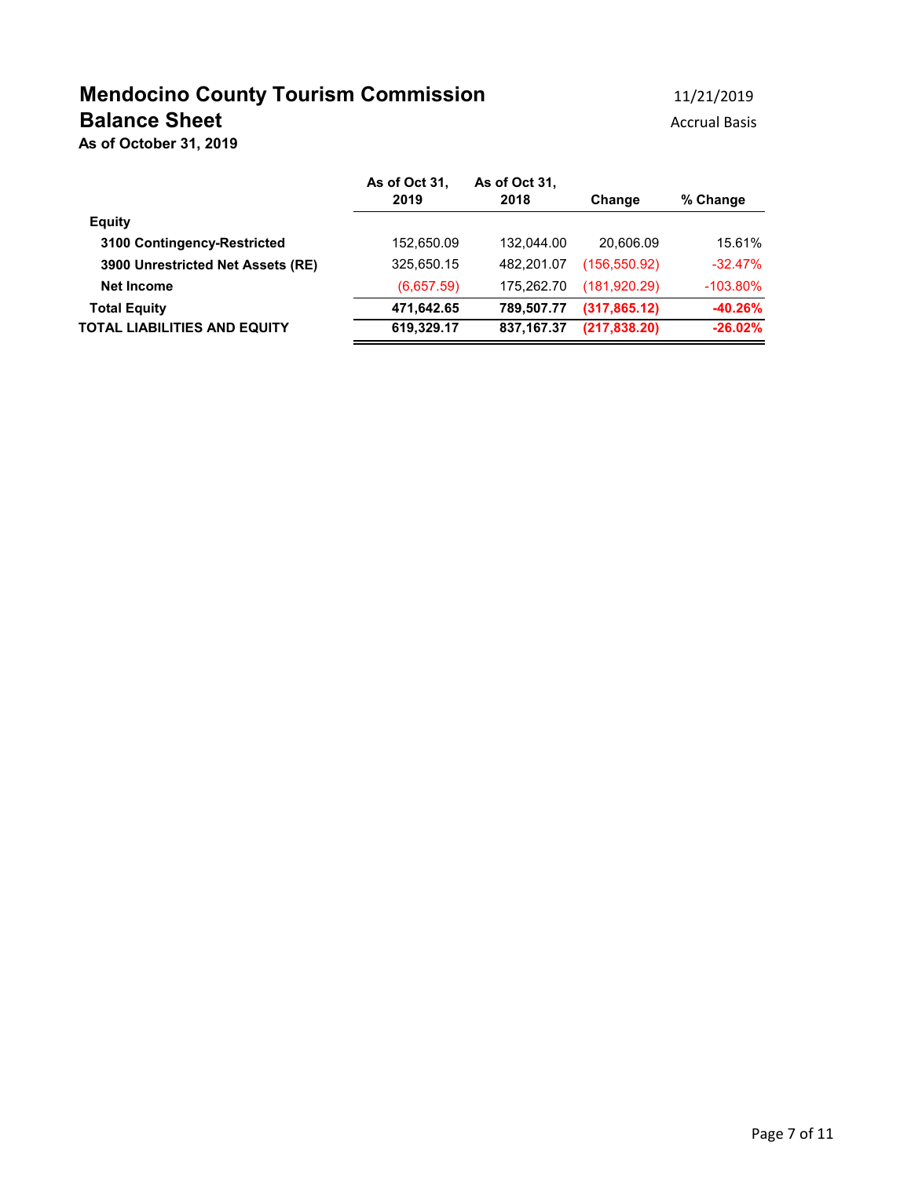# Mendocino County Tourism Commission

## Balance Sheet

**As of October 31, 2019**

11/21/2019

Accrual Basis

| | As of Oct 31, 2019 | As of Oct 31, 2018 | Change | % Change |
|---|---|---|---|---|
| **Equity** | | | | |
| **3100 Contingency-Restricted** | 152,650.09 | 132,044.00 | 20,606.09 | 15.61% |
| **3900 Unrestricted Net Assets (RE)** | 325,650.15 | 482,201.07 | (156,550.92) | -32.47% |
| **Net Income** | (6,657.59) | 175,262.70 | (181,920.29) | -103.80% |
| **Total Equity** | **471,642.65** | **789,507.77** | **(317,865.12)** | **-40.26%** |
| **TOTAL LIABILITIES AND EQUITY** | **619,329.17** | **837,167.37** | **(217,838.20)** | **-26.02%** |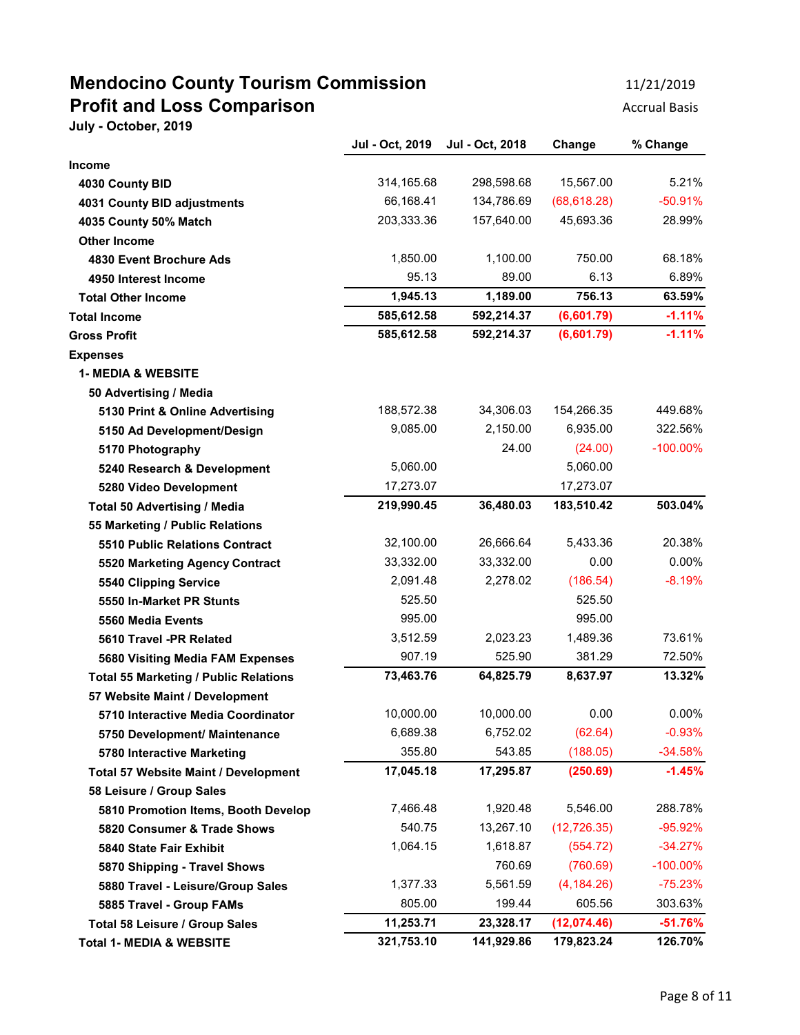# Mendocino County Tourism Commission

## Profit and Loss Comparison

**July - October, 2019**

11/21/2019

Accrual Basis

| | Jul - Oct, 2019 | Jul - Oct, 2018 | Change | % Change |
|---|---|---|---|---|
| **Income** | | | | |
| **4030 County BID** | 314,165.68 | 298,598.68 | 15,567.00 | 5.21% |
| **4031 County BID adjustments** | 66,168.41 | 134,786.69 | (68,618.28) | -50.91% |
| **4035 County 50% Match** | 203,333.36 | 157,640.00 | 45,693.36 | 28.99% |
| **Other Income** | | | | |
| **4830 Event Brochure Ads** | 1,850.00 | 1,100.00 | 750.00 | 68.18% |
| **4950 Interest Income** | 95.13 | 89.00 | 6.13 | 6.89% |
| **Total Other Income** | **1,945.13** | **1,189.00** | **756.13** | **63.59%** |
| **Total Income** | **585,612.58** | **592,214.37** | **(6,601.79)** | **-1.11%** |
| **Gross Profit** | **585,612.58** | **592,214.37** | **(6,601.79)** | **-1.11%** |
| **Expenses** | | | | |
| **1- MEDIA & WEBSITE** | | | | |
| **50 Advertising / Media** | | | | |
| **5130 Print & Online Advertising** | 188,572.38 | 34,306.03 | 154,266.35 | 449.68% |
| **5150 Ad Development/Design** | 9,085.00 | 2,150.00 | 6,935.00 | 322.56% |
| **5170 Photography** | | 24.00 | (24.00) | -100.00% |
| **5240 Research & Development** | 5,060.00 | | 5,060.00 | |
| **5280 Video Development** | 17,273.07 | | 17,273.07 | |
| **Total 50 Advertising / Media** | **219,990.45** | **36,480.03** | **183,510.42** | **503.04%** |
| **55 Marketing / Public Relations** | | | | |
| **5510 Public Relations Contract** | 32,100.00 | 26,666.64 | 5,433.36 | 20.38% |
| **5520 Marketing Agency Contract** | 33,332.00 | 33,332.00 | 0.00 | 0.00% |
| **5540 Clipping Service** | 2,091.48 | 2,278.02 | (186.54) | -8.19% |
| **5550 In-Market PR Stunts** | 525.50 | | 525.50 | |
| **5560 Media Events** | 995.00 | | 995.00 | |
| **5610 Travel -PR Related** | 3,512.59 | 2,023.23 | 1,489.36 | 73.61% |
| **5680 Visiting Media FAM Expenses** | 907.19 | 525.90 | 381.29 | 72.50% |
| **Total 55 Marketing / Public Relations** | **73,463.76** | **64,825.79** | **8,637.97** | **13.32%** |
| **57 Website Maint / Development** | | | | |
| **5710 Interactive Media Coordinator** | 10,000.00 | 10,000.00 | 0.00 | 0.00% |
| **5750 Development/ Maintenance** | 6,689.38 | 6,752.02 | (62.64) | -0.93% |
| **5780 Interactive Marketing** | 355.80 | 543.85 | (188.05) | -34.58% |
| **Total 57 Website Maint / Development** | **17,045.18** | **17,295.87** | **(250.69)** | **-1.45%** |
| **58 Leisure / Group Sales** | | | | |
| **5810 Promotion Items, Booth Develop** | 7,466.48 | 1,920.48 | 5,546.00 | 288.78% |
| **5820 Consumer & Trade Shows** | 540.75 | 13,267.10 | (12,726.35) | -95.92% |
| **5840 State Fair Exhibit** | 1,064.15 | 1,618.87 | (554.72) | -34.27% |
| **5870 Shipping - Travel Shows** | | 760.69 | (760.69) | -100.00% |
| **5880 Travel - Leisure/Group Sales** | 1,377.33 | 5,561.59 | (4,184.26) | -75.23% |
| **5885 Travel - Group FAMs** | 805.00 | 199.44 | 605.56 | 303.63% |
| **Total 58 Leisure / Group Sales** | **11,253.71** | **23,328.17** | **(12,074.46)** | **-51.76%** |
| **Total 1- MEDIA & WEBSITE** | **321,753.10** | **141,929.86** | **179,823.24** | **126.70%** |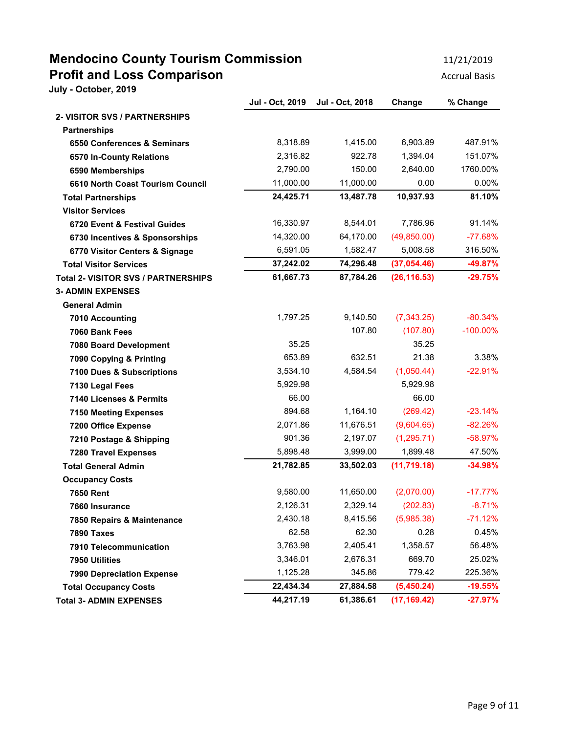# Mendocino County Tourism Commission

## Profit and Loss Comparison

**July - October, 2019**

11/21/2019

Accrual Basis

| | Jul - Oct, 2019 | Jul - Oct, 2018 | Change | % Change |
|---|---|---|---|---|
| **2- VISITOR SVS / PARTNERSHIPS** | | | | |
| **Partnerships** | | | | |
| 6550 Conferences & Seminars | 8,318.89 | 1,415.00 | 6,903.89 | 487.91% |
| 6570 In-County Relations | 2,316.82 | 922.78 | 1,394.04 | 151.07% |
| 6590 Memberships | 2,790.00 | 150.00 | 2,640.00 | 1760.00% |
| 6610 North Coast Tourism Council | 11,000.00 | 11,000.00 | 0.00 | 0.00% |
| **Total Partnerships** | **24,425.71** | **13,487.78** | **10,937.93** | **81.10%** |
| **Visitor Services** | | | | |
| 6720 Event & Festival Guides | 16,330.97 | 8,544.01 | 7,786.96 | 91.14% |
| 6730 Incentives & Sponsorships | 14,320.00 | 64,170.00 | (49,850.00) | -77.68% |
| 6770 Visitor Centers & Signage | 6,591.05 | 1,582.47 | 5,008.58 | 316.50% |
| **Total Visitor Services** | **37,242.02** | **74,296.48** | **(37,054.46)** | **-49.87%** |
| **Total 2- VISITOR SVS / PARTNERSHIPS** | **61,667.73** | **87,784.26** | **(26,116.53)** | **-29.75%** |
| **3- ADMIN EXPENSES** | | | | |
| **General Admin** | | | | |
| 7010 Accounting | 1,797.25 | 9,140.50 | (7,343.25) | -80.34% |
| 7060 Bank Fees | | 107.80 | (107.80) | -100.00% |
| 7080 Board Development | 35.25 | | 35.25 | |
| 7090 Copying & Printing | 653.89 | 632.51 | 21.38 | 3.38% |
| 7100 Dues & Subscriptions | 3,534.10 | 4,584.54 | (1,050.44) | -22.91% |
| 7130 Legal Fees | 5,929.98 | | 5,929.98 | |
| 7140 Licenses & Permits | 66.00 | | 66.00 | |
| 7150 Meeting Expenses | 894.68 | 1,164.10 | (269.42) | -23.14% |
| 7200 Office Expense | 2,071.86 | 11,676.51 | (9,604.65) | -82.26% |
| 7210 Postage & Shipping | 901.36 | 2,197.07 | (1,295.71) | -58.97% |
| 7280 Travel Expenses | 5,898.48 | 3,999.00 | 1,899.48 | 47.50% |
| **Total General Admin** | **21,782.85** | **33,502.03** | **(11,719.18)** | **-34.98%** |
| **Occupancy Costs** | | | | |
| 7650 Rent | 9,580.00 | 11,650.00 | (2,070.00) | -17.77% |
| 7660 Insurance | 2,126.31 | 2,329.14 | (202.83) | -8.71% |
| 7850 Repairs & Maintenance | 2,430.18 | 8,415.56 | (5,985.38) | -71.12% |
| 7890 Taxes | 62.58 | 62.30 | 0.28 | 0.45% |
| 7910 Telecommunication | 3,763.98 | 2,405.41 | 1,358.57 | 56.48% |
| 7950 Utilities | 3,346.01 | 2,676.31 | 669.70 | 25.02% |
| 7990 Depreciation Expense | 1,125.28 | 345.86 | 779.42 | 225.36% |
| **Total Occupancy Costs** | **22,434.34** | **27,884.58** | **(5,450.24)** | **-19.55%** |
| **Total 3- ADMIN EXPENSES** | **44,217.19** | **61,386.61** | **(17,169.42)** | **-27.97%** |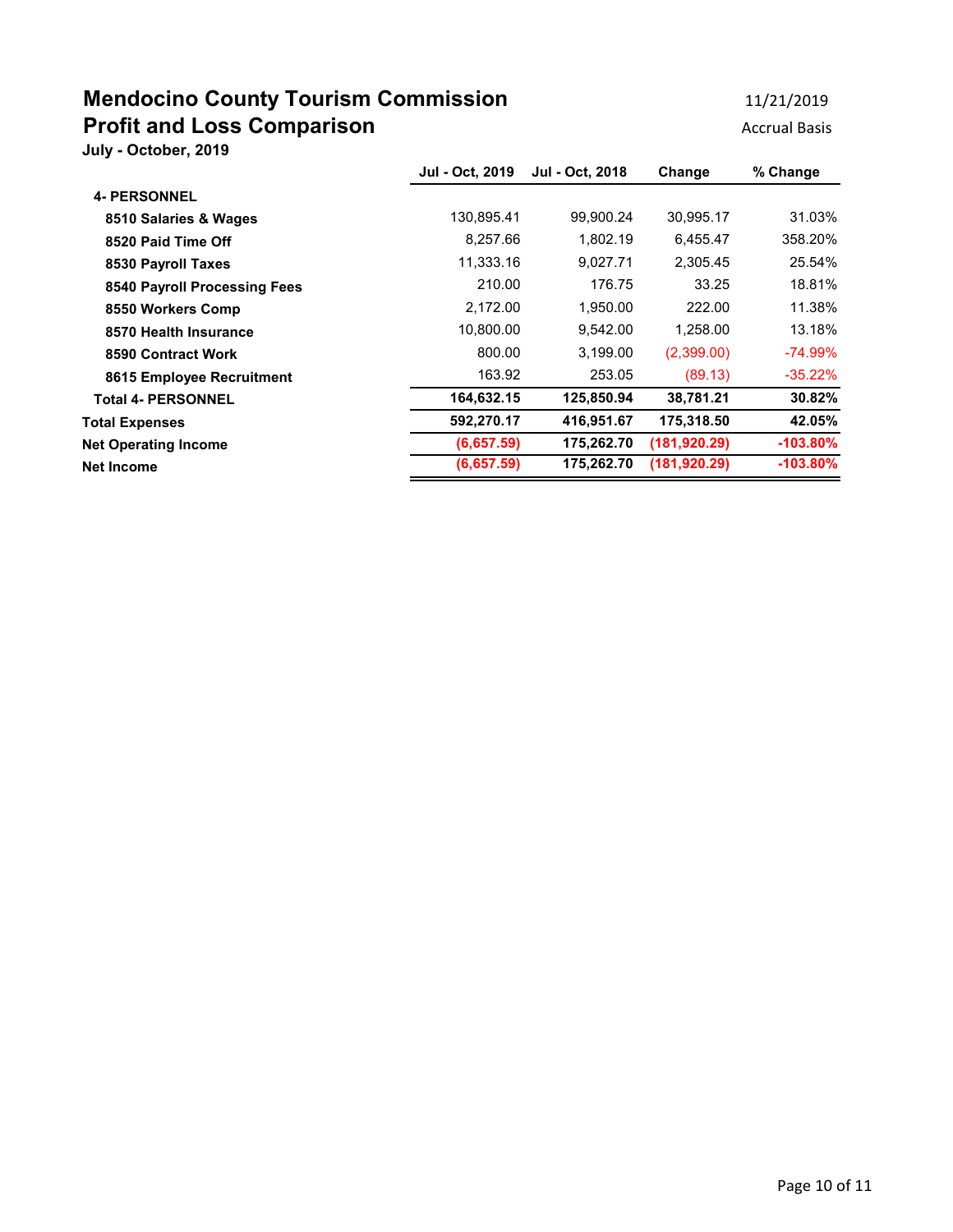# Mendocino County Tourism Commission

## Profit and Loss Comparison

**July - October, 2019**

11/21/2019

Accrual Basis

| | Jul - Oct, 2019 | Jul - Oct, 2018 | Change | % Change |
|---|---|---|---|---|
| **4- PERSONNEL** | | | | |
| **8510 Salaries & Wages** | 130,895.41 | 99,900.24 | 30,995.17 | 31.03% |
| **8520 Paid Time Off** | 8,257.66 | 1,802.19 | 6,455.47 | 358.20% |
| **8530 Payroll Taxes** | 11,333.16 | 9,027.71 | 2,305.45 | 25.54% |
| **8540 Payroll Processing Fees** | 210.00 | 176.75 | 33.25 | 18.81% |
| **8550 Workers Comp** | 2,172.00 | 1,950.00 | 222.00 | 11.38% |
| **8570 Health Insurance** | 10,800.00 | 9,542.00 | 1,258.00 | 13.18% |
| **8590 Contract Work** | 800.00 | 3,199.00 | (2,399.00) | -74.99% |
| **8615 Employee Recruitment** | 163.92 | 253.05 | (89.13) | -35.22% |
| **Total 4- PERSONNEL** | **164,632.15** | **125,850.94** | **38,781.21** | **30.82%** |
| **Total Expenses** | **592,270.17** | **416,951.67** | **175,318.50** | **42.05%** |
| **Net Operating Income** | **(6,657.59)** | **175,262.70** | **(181,920.29)** | **-103.80%** |
| **Net Income** | **(6,657.59)** | **175,262.70** | **(181,920.29)** | **-103.80%** |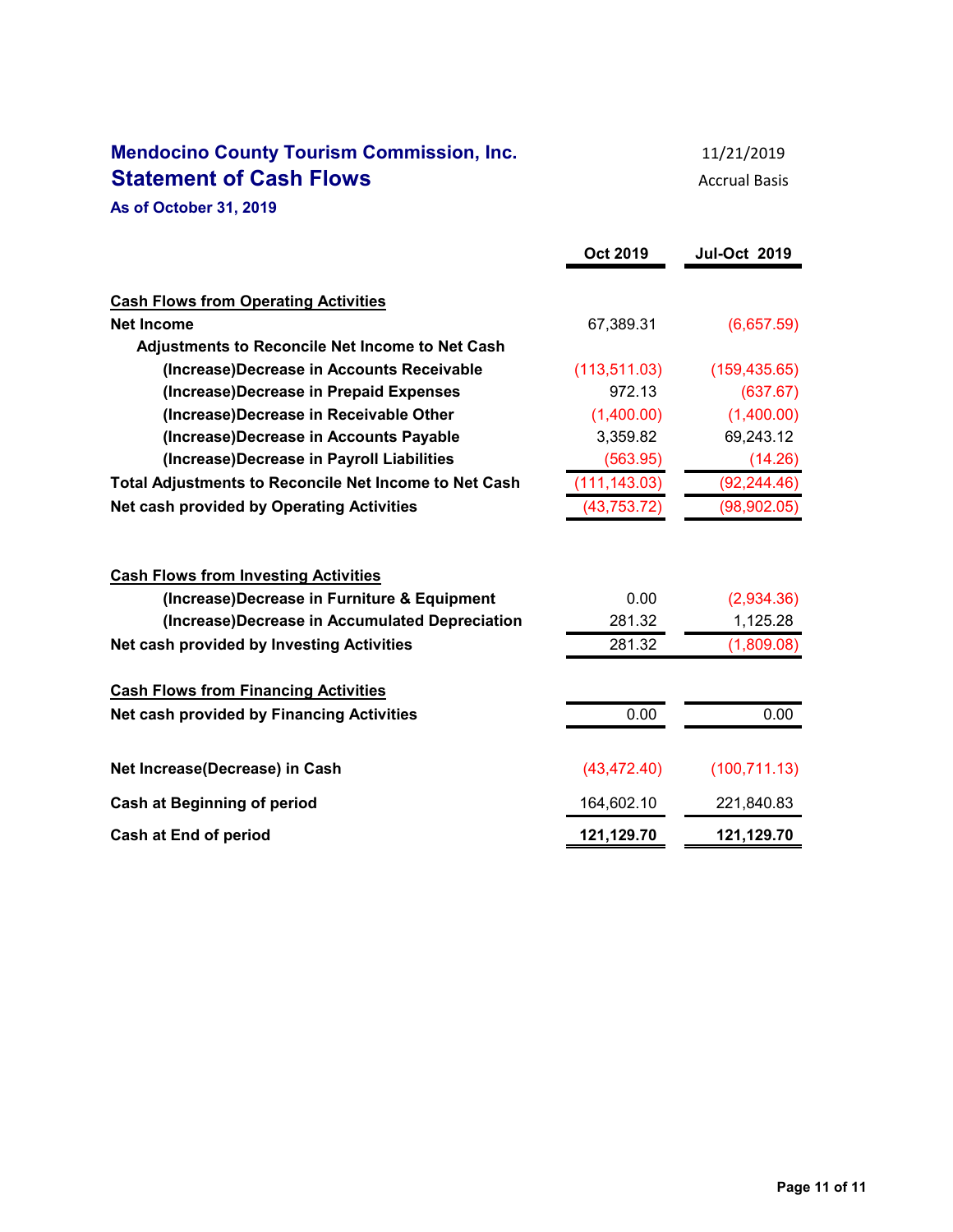# Mendocino County Tourism Commission, Inc.

## Statement of Cash Flows

**As of October 31, 2019**

11/21/2019

Accrual Basis

| | Oct 2019 | Jul-Oct 2019 |
|---|---|---|
| **Cash Flows from Operating Activities** | | |
| **Net Income** | 67,389.31 | (6,657.59) |
| **Adjustments to Reconcile Net Income to Net Cash** | | |
| (Increase)Decrease in Accounts Receivable | (113,511.03) | (159,435.65) |
| (Increase)Decrease in Prepaid Expenses | 972.13 | (637.67) |
| (Increase)Decrease in Receivable Other | (1,400.00) | (1,400.00) |
| (Increase)Decrease in Accounts Payable | 3,359.82 | 69,243.12 |
| (Increase)Decrease in Payroll Liabilities | (563.95) | (14.26) |
| **Total Adjustments to Reconcile Net Income to Net Cash** | (111,143.03) | (92,244.46) |
| **Net cash provided by Operating Activities** | (43,753.72) | (98,902.05) |
| **Cash Flows from Investing Activities** | | |
| (Increase)Decrease in Furniture & Equipment | 0.00 | (2,934.36) |
| (Increase)Decrease in Accumulated Depreciation | 281.32 | 1,125.28 |
| **Net cash provided by Investing Activities** | 281.32 | (1,809.08) |
| **Cash Flows from Financing Activities** | | |
| **Net cash provided by Financing Activities** | 0.00 | 0.00 |
| **Net Increase(Decrease) in Cash** | (43,472.40) | (100,711.13) |
| **Cash at Beginning of period** | 164,602.10 | 221,840.83 |
| **Cash at End of period** | **121,129.70** | **121,129.70** |